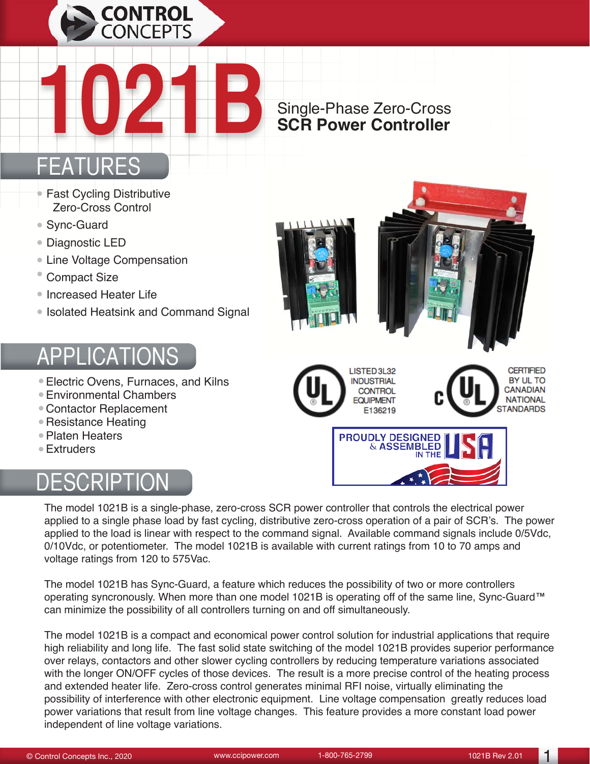CONTROL CONCEPTS

# 1021B

## Single-Phase Zero-Cross **SCR Power Controller**

## FEATURES

- Fast Cycling Distributive Zero-Cross Control
- Sync-Guard
- Diagnostic LED
- Line Voltage Compensation
- Compact Size
- Increased Heater Life
- Isolated Heatsink and Command Signal

## APPLICATIONS

- Electric Ovens, Furnaces, and Kilns
- Environmental Chambers
- Contactor Replacement
- Resistance Heating
- Platen Heaters
- Extruders

LISTED 3L32 INDUSTRIAL CONTROL EQUIPMENT E136219

CERTIFIED BY UL TO CANADIAN NATIONAL STANDARDS

PROUDLY DESIGNED & ASSEMBLED IN THE USA

## DESCRIPTION

The model 1021B is a single-phase, zero-cross SCR power controller that controls the electrical power applied to a single phase load by fast cycling, distributive zero-cross operation of a pair of SCR's. The power applied to the load is linear with respect to the command signal. Available command signals include 0/5Vdc, 0/10Vdc, or potentiometer. The model 1021B is available with current ratings from 10 to 70 amps and voltage ratings from 120 to 575Vac.

The model 1021B has Sync-Guard, a feature which reduces the possibility of two or more controllers operating syncronously. When more than one model 1021B is operating off of the same line, Sync-Guard™ can minimize the possibility of all controllers turning on and off simultaneously.

The model 1021B is a compact and economical power control solution for industrial applications that require high reliability and long life. The fast solid state switching of the model 1021B provides superior performance over relays, contactors and other slower cycling controllers by reducing temperature variations associated with the longer ON/OFF cycles of those devices. The result is a more precise control of the heating process and extended heater life. Zero-cross control generates minimal RFI noise, virtually eliminating the possibility of interference with other electronic equipment. Line voltage compensation greatly reduces load power variations that result from line voltage changes. This feature provides a more constant load power independent of line voltage variations.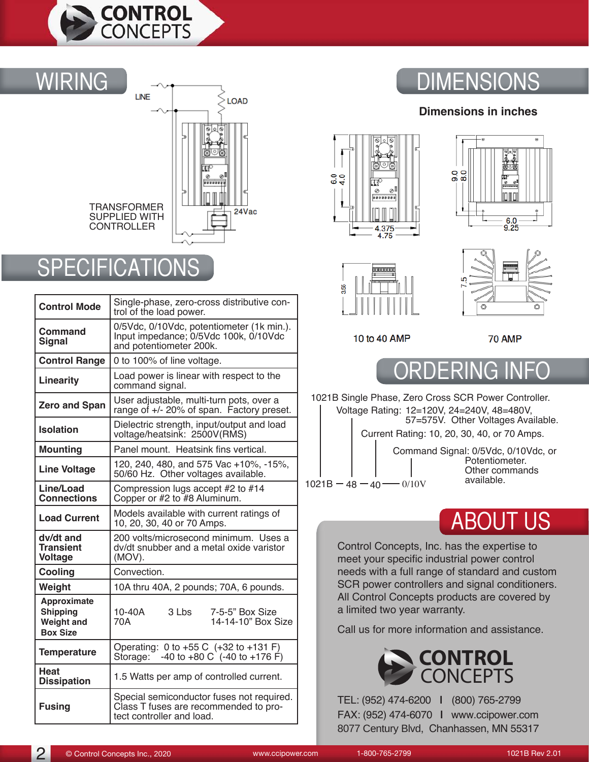## WIRING

LINE

LOAD

TRANSFORMER SUPPLIED WITH CONTROLLER

24Vac

## DIMENSIONS

**Dimensions in inches**

6.0
4.0
4.375
4.75

9.0
8.0
6.0
9.25

3.5

7.5

10 to 40 AMP

70 AMP

## SPECIFICATIONS

| | |
|---|---|
| **Control Mode** | Single-phase, zero-cross distributive control of the load power. |
| **Command Signal** | 0/5Vdc, 0/10Vdc, potentiometer (1k min.). Input impedance; 0/5Vdc 100k, 0/10Vdc and potentiometer 200k. |
| **Control Range** | 0 to 100% of line voltage. |
| **Linearity** | Load power is linear with respect to the command signal. |
| **Zero and Span** | User adjustable, multi-turn pots, over a range of +/- 20% of span. Factory preset. |
| **Isolation** | Dielectric strength, input/output and load voltage/heatsink: 2500V(RMS) |
| **Mounting** | Panel mount. Heatsink fins vertical. |
| **Line Voltage** | 120, 240, 480, and 575 Vac +10%, -15%, 50/60 Hz. Other voltages available. |
| **Line/Load Connections** | Compression lugs accept #2 to #14 Copper or #2 to #8 Aluminum. |
| **Load Current** | Models available with current ratings of 10, 20, 30, 40 or 70 Amps. |
| **dv/dt and Transient Voltage** | 200 volts/microsecond minimum. Uses a dv/dt snubber and a metal oxide varistor (MOV). |
| **Cooling** | Convection. |
| **Weight** | 10A thru 40A, 2 pounds; 70A, 6 pounds. |
| **Approximate Shipping Weight and Box Size** | 10-40A 3 Lbs 7-5-5" Box Size<br>70A 14-14-10" Box Size |
| **Temperature** | Operating: 0 to +55 C (+32 to +131 F)<br>Storage: -40 to +80 C (-40 to +176 F) |
| **Heat Dissipation** | 1.5 Watts per amp of controlled current. |
| **Fusing** | Special semiconductor fuses not required. Class T fuses are recommended to protect controller and load. |

## ORDERING INFO

1021B Single Phase, Zero Cross SCR Power Controller.

Voltage Rating: 12=120V, 24=240V, 48=480V, 57=575V. Other Voltages Available.

Current Rating: 10, 20, 30, 40, or 70 Amps.

Command Signal: 0/5Vdc, 0/10Vdc, or Potentiometer. Other commands available.

1021B — 48 — 40 — 0/10V

## ABOUT US

Control Concepts, Inc. has the expertise to meet your specific industrial power control needs with a full range of standard and custom SCR power controllers and signal conditioners. All Control Concepts products are covered by a limited two year warranty.

Call us for more information and assistance.

CONTROL CONCEPTS

TEL: (952) 474-6200 | (800) 765-2799
FAX: (952) 474-6070 | www.ccipower.com
8077 Century Blvd, Chanhassen, MN 55317

© Control Concepts Inc., 2020 www.ccipower.com 1-800-765-2799 1021B Rev 2.01